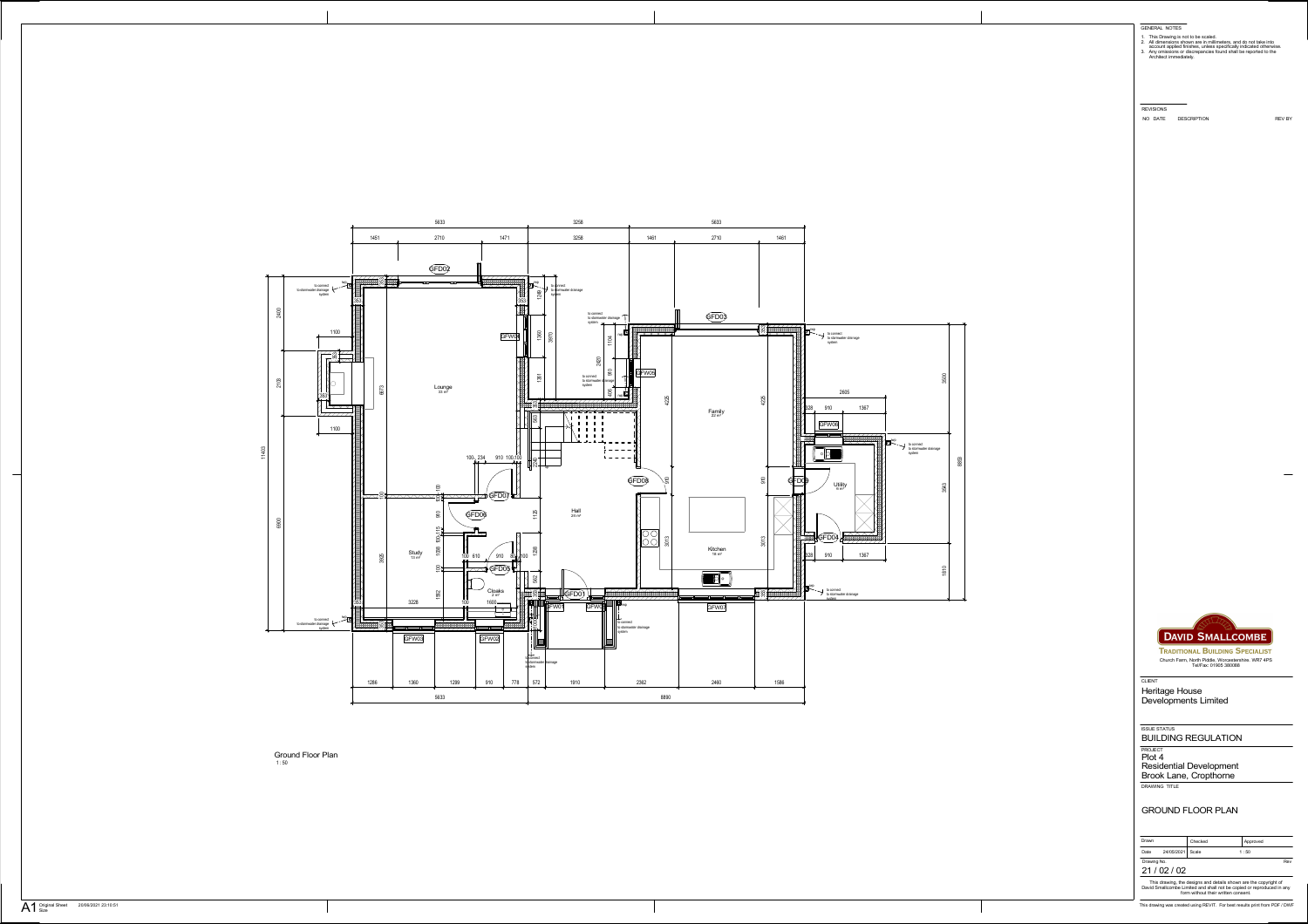GENERAL NOTES

1. This Drawing is not to be scaled.
2. All dimensions shown are in millimeters, and do not take into account applied finishes, unless specifically indicated otherwise.
3. Any omissions or discrepancies found shall be reported to the Architect immediately.

REVISIONS

| NO | DATE | DESCRIPTION | REV BY |
| --- | --- | --- | --- |

Ground Floor Plan
1 : 50

Lounge 33 m²

Family 22 m²

Hall 20 m²

Study 13 m²

Cloaks 2 m²

Kitchen 18 m²

Utility 6 m²

GFD01, GFD02, GFD03, GFD04, GFD05, GFD06, GFD07, GFD08, GFD09

GFW01, GFW02, GFW03, GFW04, GFW05, GFW06, GFW07

to connect to stormwater drainage system

**DAVID SMALLCOMBE**
TRADITIONAL BUILDING SPECIALIST
Church Farm, North Piddle, Worcestershire. WR7 4PS
Tel/Fax: 01905 380088

CLIENT
Heritage House Developments Limited

ISSUE STATUS
BUILDING REGULATION

PROJECT
Plot 4
Residential Development
Brook Lane, Cropthorne

DRAWING TITLE

GROUND FLOOR PLAN

| Drawn | Checked | Approved |
| --- | --- | --- |
| Date 24/05/2021 | Scale | 1 : 50 |
| Drawing No. 21 / 02 / 02 | | Rev |

This drawing, the designs and details shown are the copyright of David Smallcombe Limited and shall not be copied or reproduced in any form without their written consent.

A1 Original Sheet Size 20/06/2021 23:10:51

This drawing was created using REVIT. For best results print from PDF / DWF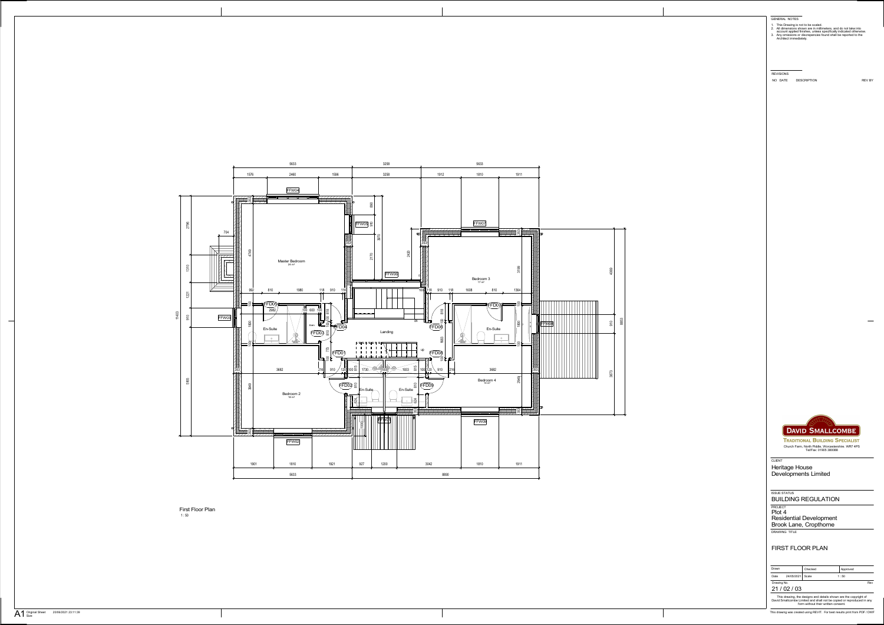First Floor Plan
1 : 50

GENERAL NOTES

1. This Drawing is not to be scaled.
2. All dimensions shown are in millimeters, and do not take into account applied finishes, unless specifically indicated otherwise.
3. Any omissions or discrepancies found shall be reported to the Architect immediately.

REVISIONS

| NO | DATE | DESCRIPTION | REV BY |
|---|---|---|---|

**DAVID SMALLCOMBE**
**TRADITIONAL BUILDING SPECIALIST**
Church Farm, North Piddle, Worcestershire. WR7 4PS
Tel/Fax: 01905 380088

CLIENT
Heritage House
Developments Limited

ISSUE STATUS
BUILDING REGULATION

PROJECT
Plot 4
Residential Development
Brook Lane, Cropthorne

DRAWING TITLE

FIRST FLOOR PLAN

| Drawn | | Checked | Approved |
|---|---|---|---|
| Date | 24/05/2021 | Scale | 1 : 50 |
| Drawing No. | | | Rev |
| 21 / 02 / 03 | | | |

This drawing, the designs and details shown are the copyright of David Smallcombe Limited and shall not be copied or reproduced in any form without their written consent.

This drawing was created using REVIT. For best results print from PDF / DWF

A1 Original Sheet Size 20/09/2021 23:11:39